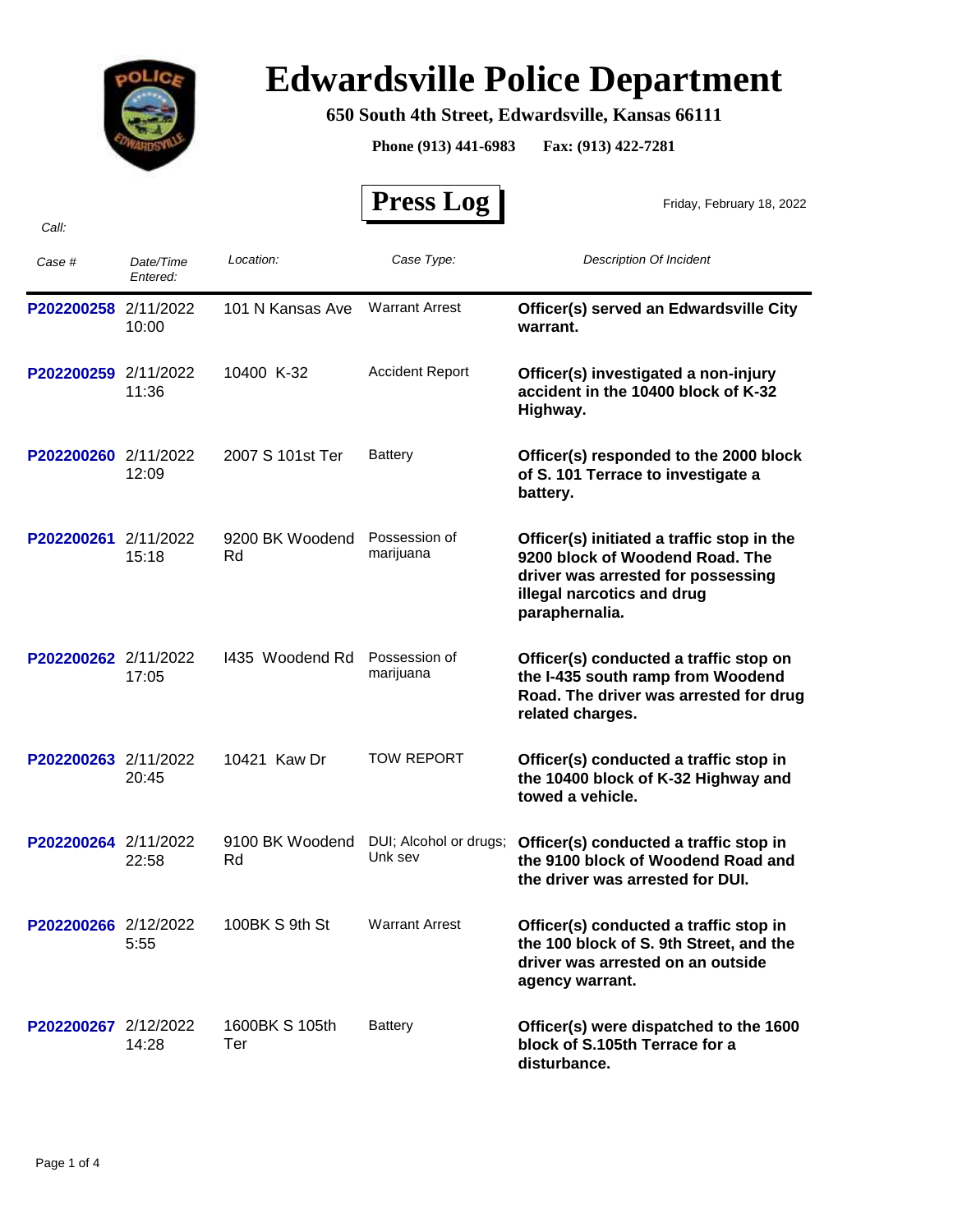# Edwardsville Police Department

**650 South 4th Street, Edwardsville, Kansas 66111**

**Phone (913) 441-6983 Fax: (913) 422-7281**

## Press Log

Friday, February 18, 2022

*Call:*

| *Case #* | *Date/Time Entered:* | *Location:* | *Case Type:* | *Description Of Incident* |
|---|---|---|---|---|
| P202200258 | 2/11/2022 10:00 | 101 N Kansas Ave | Warrant Arrest | **Officer(s) served an Edwardsville City warrant.** |
| P202200259 | 2/11/2022 11:36 | 10400 K-32 | Accident Report | **Officer(s) investigated a non-injury accident in the 10400 block of K-32 Highway.** |
| P202200260 | 2/11/2022 12:09 | 2007 S 101st Ter | Battery | **Officer(s) responded to the 2000 block of S. 101 Terrace to investigate a battery.** |
| P202200261 | 2/11/2022 15:18 | 9200 BK Woodend Rd | Possession of marijuana | **Officer(s) initiated a traffic stop in the 9200 block of Woodend Road. The driver was arrested for possessing illegal narcotics and drug paraphernalia.** |
| P202200262 | 2/11/2022 17:05 | I435 Woodend Rd | Possession of marijuana | **Officer(s) conducted a traffic stop on the I-435 south ramp from Woodend Road. The driver was arrested for drug related charges.** |
| P202200263 | 2/11/2022 20:45 | 10421 Kaw Dr | TOW REPORT | **Officer(s) conducted a traffic stop in the 10400 block of K-32 Highway and towed a vehicle.** |
| P202200264 | 2/11/2022 22:58 | 9100 BK Woodend Rd | DUI; Alcohol or drugs; Unk sev | **Officer(s) conducted a traffic stop in the 9100 block of Woodend Road and the driver was arrested for DUI.** |
| P202200266 | 2/12/2022 5:55 | 100BK S 9th St | Warrant Arrest | **Officer(s) conducted a traffic stop in the 100 block of S. 9th Street, and the driver was arrested on an outside agency warrant.** |
| P202200267 | 2/12/2022 14:28 | 1600BK S 105th Ter | Battery | **Officer(s) were dispatched to the 1600 block of S.105th Terrace for a disturbance.** |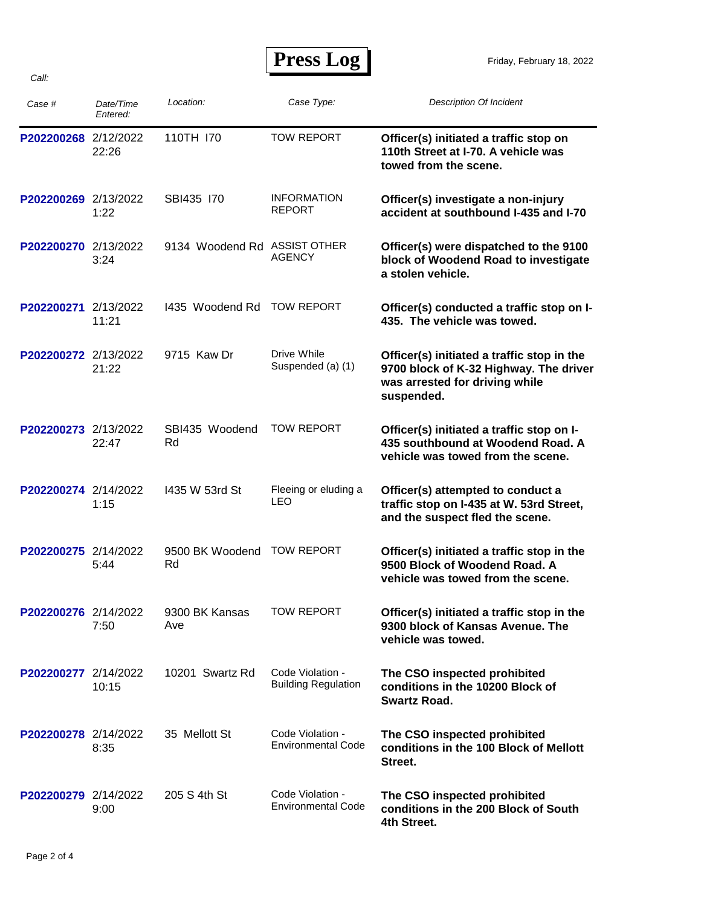# Press Log

Friday, February 18, 2022

*Call:*

| *Case #* | *Date/Time Entered:* | *Location:* | *Case Type:* | *Description Of Incident* |
|---|---|---|---|---|
| **P202200268** | 2/12/2022 22:26 | 110TH I70 | TOW REPORT | **Officer(s) initiated a traffic stop on 110th Street at I-70. A vehicle was towed from the scene.** |
| **P202200269** | 2/13/2022 1:22 | SBI435 I70 | INFORMATION REPORT | **Officer(s) investigate a non-injury accident at southbound I-435 and I-70** |
| **P202200270** | 2/13/2022 3:24 | 9134 Woodend Rd | ASSIST OTHER AGENCY | **Officer(s) were dispatched to the 9100 block of Woodend Road to investigate a stolen vehicle.** |
| **P202200271** | 2/13/2022 11:21 | I435 Woodend Rd | TOW REPORT | **Officer(s) conducted a traffic stop on I-435. The vehicle was towed.** |
| **P202200272** | 2/13/2022 21:22 | 9715 Kaw Dr | Drive While Suspended (a) (1) | **Officer(s) initiated a traffic stop in the 9700 block of K-32 Highway. The driver was arrested for driving while suspended.** |
| **P202200273** | 2/13/2022 22:47 | SBI435 Woodend Rd | TOW REPORT | **Officer(s) initiated a traffic stop on I-435 southbound at Woodend Road. A vehicle was towed from the scene.** |
| **P202200274** | 2/14/2022 1:15 | I435 W 53rd St | Fleeing or eluding a LEO | **Officer(s) attempted to conduct a traffic stop on I-435 at W. 53rd Street, and the suspect fled the scene.** |
| **P202200275** | 2/14/2022 5:44 | 9500 BK Woodend Rd | TOW REPORT | **Officer(s) initiated a traffic stop in the 9500 Block of Woodend Road. A vehicle was towed from the scene.** |
| **P202200276** | 2/14/2022 7:50 | 9300 BK Kansas Ave | TOW REPORT | **Officer(s) initiated a traffic stop in the 9300 block of Kansas Avenue. The vehicle was towed.** |
| **P202200277** | 2/14/2022 10:15 | 10201 Swartz Rd | Code Violation - Building Regulation | **The CSO inspected prohibited conditions in the 10200 Block of Swartz Road.** |
| **P202200278** | 2/14/2022 8:35 | 35 Mellott St | Code Violation - Environmental Code | **The CSO inspected prohibited conditions in the 100 Block of Mellott Street.** |
| **P202200279** | 2/14/2022 9:00 | 205 S 4th St | Code Violation - Environmental Code | **The CSO inspected prohibited conditions in the 200 Block of South 4th Street.** |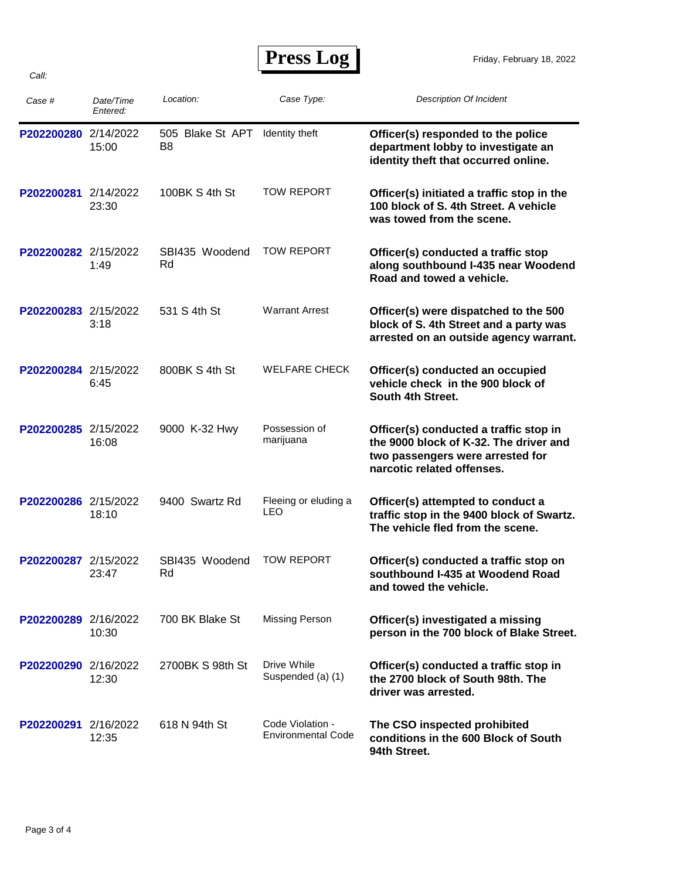# Press Log

Friday, February 18, 2022

*Call:*

| *Case #* | *Date/Time Entered:* | *Location:* | *Case Type:* | *Description Of Incident* |
|---|---|---|---|---|
| P202200280 | 2/14/2022 15:00 | 505 Blake St APT B8 | Identity theft | **Officer(s) responded to the police department lobby to investigate an identity theft that occurred online.** |
| P202200281 | 2/14/2022 23:30 | 100BK S 4th St | TOW REPORT | **Officer(s) initiated a traffic stop in the 100 block of S. 4th Street. A vehicle was towed from the scene.** |
| P202200282 | 2/15/2022 1:49 | SBI435 Woodend Rd | TOW REPORT | **Officer(s) conducted a traffic stop along southbound I-435 near Woodend Road and towed a vehicle.** |
| P202200283 | 2/15/2022 3:18 | 531 S 4th St | Warrant Arrest | **Officer(s) were dispatched to the 500 block of S. 4th Street and a party was arrested on an outside agency warrant.** |
| P202200284 | 2/15/2022 6:45 | 800BK S 4th St | WELFARE CHECK | **Officer(s) conducted an occupied vehicle check in the 900 block of South 4th Street.** |
| P202200285 | 2/15/2022 16:08 | 9000 K-32 Hwy | Possession of marijuana | **Officer(s) conducted a traffic stop in the 9000 block of K-32. The driver and two passengers were arrested for narcotic related offenses.** |
| P202200286 | 2/15/2022 18:10 | 9400 Swartz Rd | Fleeing or eluding a LEO | **Officer(s) attempted to conduct a traffic stop in the 9400 block of Swartz. The vehicle fled from the scene.** |
| P202200287 | 2/15/2022 23:47 | SBI435 Woodend Rd | TOW REPORT | **Officer(s) conducted a traffic stop on southbound I-435 at Woodend Road and towed the vehicle.** |
| P202200289 | 2/16/2022 10:30 | 700 BK Blake St | Missing Person | **Officer(s) investigated a missing person in the 700 block of Blake Street.** |
| P202200290 | 2/16/2022 12:30 | 2700BK S 98th St | Drive While Suspended (a) (1) | **Officer(s) conducted a traffic stop in the 2700 block of South 98th. The driver was arrested.** |
| P202200291 | 2/16/2022 12:35 | 618 N 94th St | Code Violation - Environmental Code | **The CSO inspected prohibited conditions in the 600 Block of South 94th Street.** |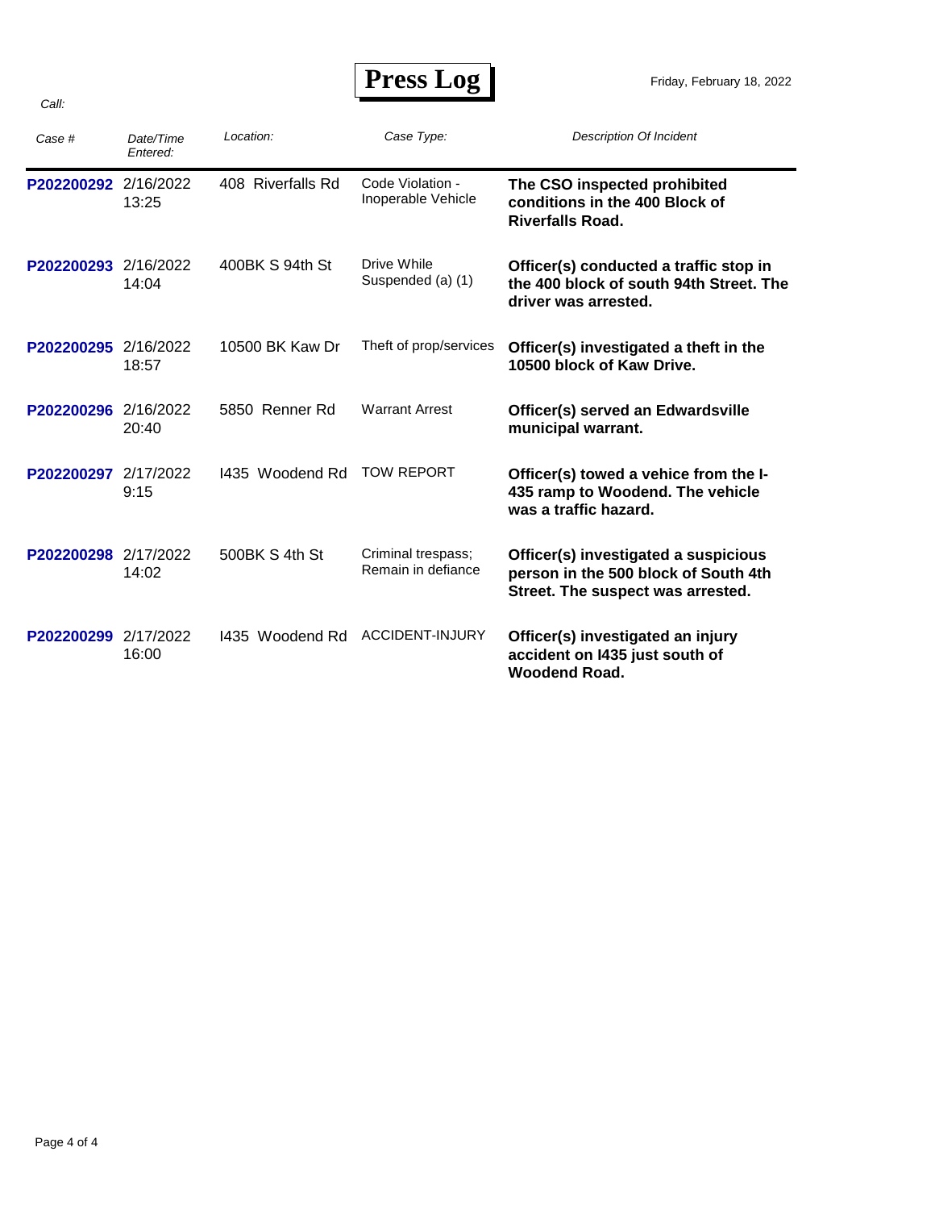# Press Log

Friday, February 18, 2022

*Call:*

| *Case #* | *Date/Time Entered:* | *Location:* | *Case Type:* | *Description Of Incident* |
|---|---|---|---|---|
| P202200292 | 2/16/2022 13:25 | 408 Riverfalls Rd | Code Violation - Inoperable Vehicle | **The CSO inspected prohibited conditions in the 400 Block of Riverfalls Road.** |
| P202200293 | 2/16/2022 14:04 | 400BK S 94th St | Drive While Suspended (a) (1) | **Officer(s) conducted a traffic stop in the 400 block of south 94th Street. The driver was arrested.** |
| P202200295 | 2/16/2022 18:57 | 10500 BK Kaw Dr | Theft of prop/services | **Officer(s) investigated a theft in the 10500 block of Kaw Drive.** |
| P202200296 | 2/16/2022 20:40 | 5850 Renner Rd | Warrant Arrest | **Officer(s) served an Edwardsville municipal warrant.** |
| P202200297 | 2/17/2022 9:15 | I435 Woodend Rd | TOW REPORT | **Officer(s) towed a vehice from the I-435 ramp to Woodend. The vehicle was a traffic hazard.** |
| P202200298 | 2/17/2022 14:02 | 500BK S 4th St | Criminal trespass; Remain in defiance | **Officer(s) investigated a suspicious person in the 500 block of South 4th Street. The suspect was arrested.** |
| P202200299 | 2/17/2022 16:00 | I435 Woodend Rd | ACCIDENT-INJURY | **Officer(s) investigated an injury accident on I435 just south of Woodend Road.** |